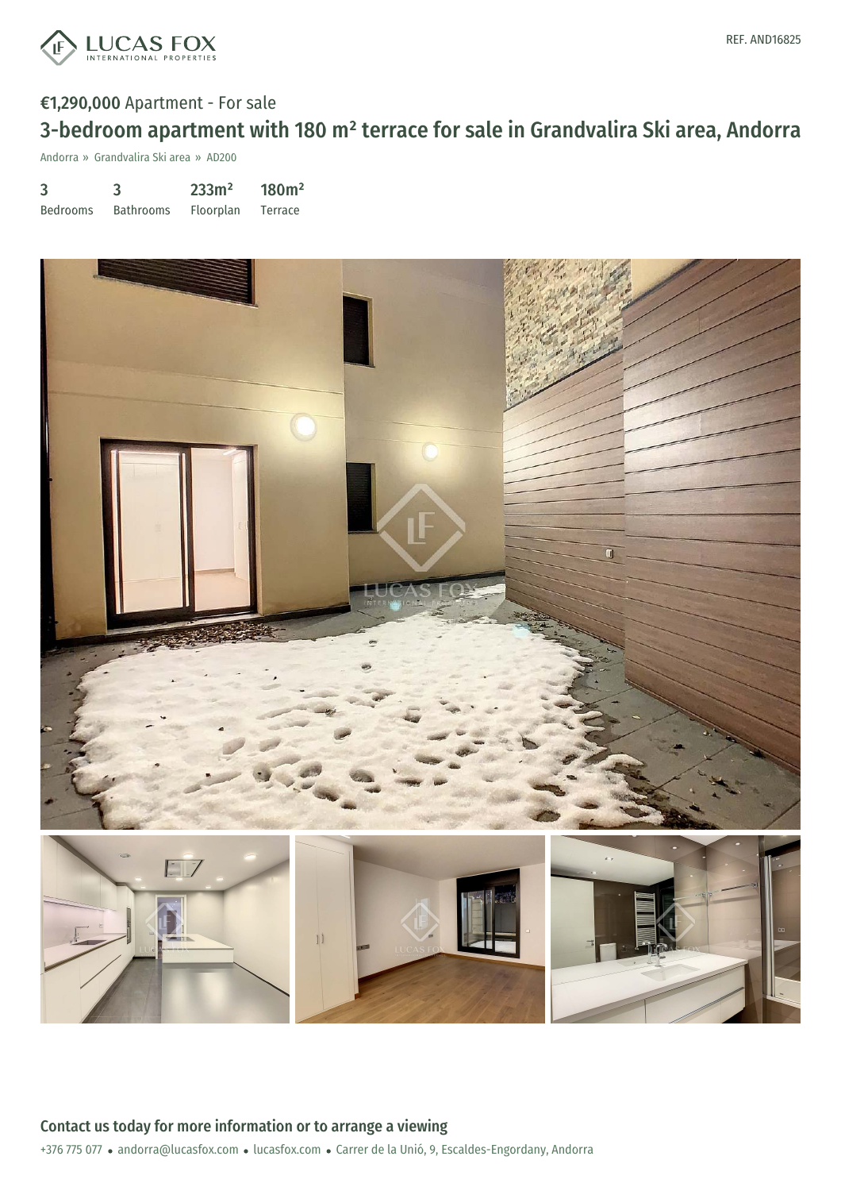REF. AND16825

**€1,290,000** Apartment - For sale

# 3-bedroom apartment with 180 m² terrace for sale in Grandvalira Ski area, Andorra

Andorra » Grandvalira Ski area » AD200

| 3 | 3 | 233m² | 180m² |
|---|---|---|---|
| Bedrooms | Bathrooms | Floorplan | Terrace |

## Contact us today for more information or to arrange a viewing

+376 775 077 • andorra@lucasfox.com • lucasfox.com • Carrer de la Unió, 9, Escaldes-Engordany, Andorra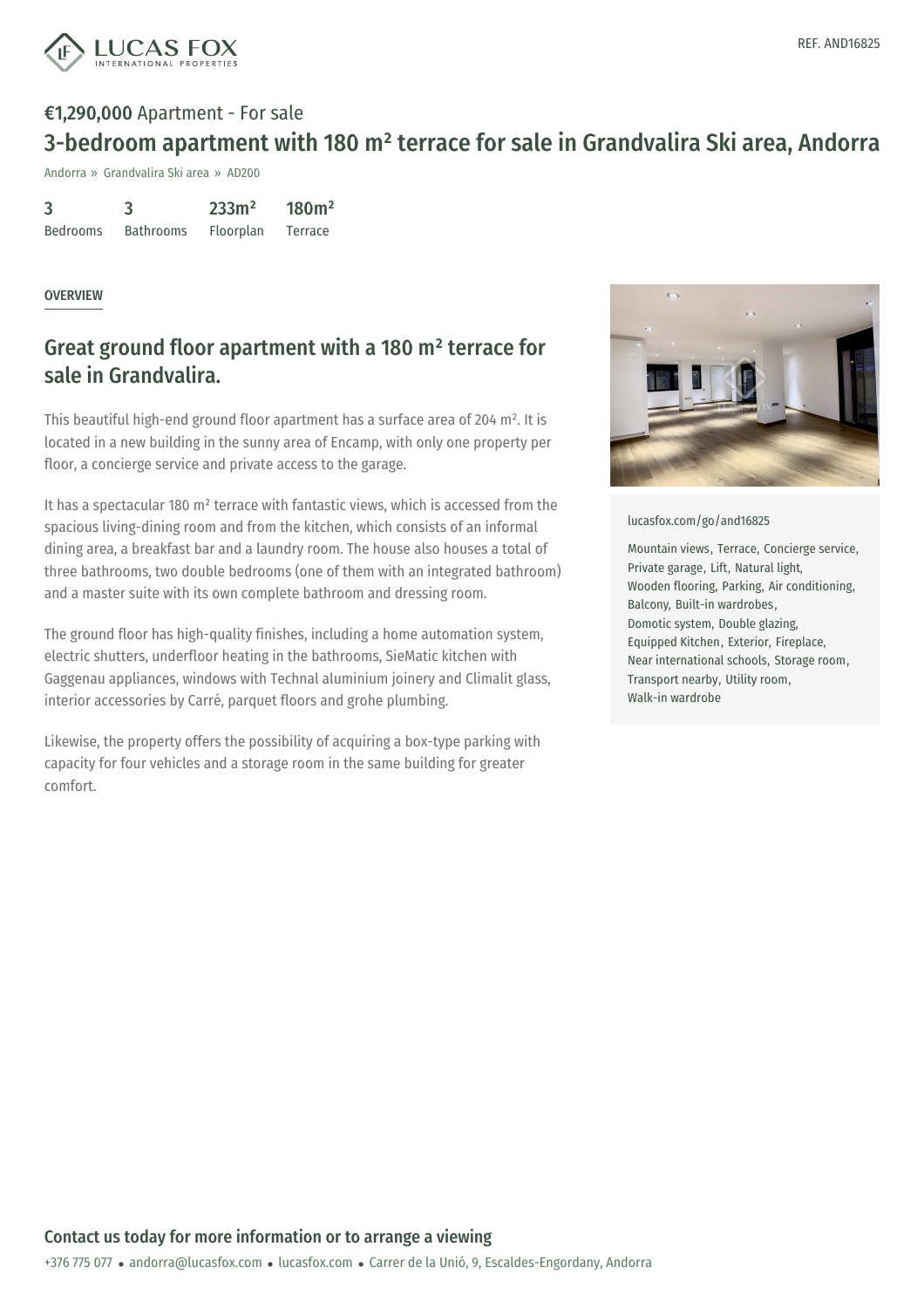REF. AND16825

**€1,290,000** Apartment - For sale

# 3-bedroom apartment with 180 m² terrace for sale in Grandvalira Ski area, Andorra

Andorra » Grandvalira Ski area » AD200

| 3 | 3 | 233m² | 180m² |
|---|---|---|---|
| Bedrooms | Bathrooms | Floorplan | Terrace |

OVERVIEW

## Great ground floor apartment with a 180 m² terrace for sale in Grandvalira.

This beautiful high-end ground floor apartment has a surface area of 204 m². It is located in a new building in the sunny area of Encamp, with only one property per floor, a concierge service and private access to the garage.

It has a spectacular 180 m² terrace with fantastic views, which is accessed from the spacious living-dining room and from the kitchen, which consists of an informal dining area, a breakfast bar and a laundry room. The house also houses a total of three bathrooms, two double bedrooms (one of them with an integrated bathroom) and a master suite with its own complete bathroom and dressing room.

The ground floor has high-quality finishes, including a home automation system, electric shutters, underfloor heating in the bathrooms, SieMatic kitchen with Gaggenau appliances, windows with Technal aluminium joinery and Climalit glass, interior accessories by Carré, parquet floors and grohe plumbing.

Likewise, the property offers the possibility of acquiring a box-type parking with capacity for four vehicles and a storage room in the same building for greater comfort.

lucasfox.com/go/and16825

Mountain views, Terrace, Concierge service, Private garage, Lift, Natural light, Wooden flooring, Parking, Air conditioning, Balcony, Built-in wardrobes, Domotic system, Double glazing, Equipped Kitchen, Exterior, Fireplace, Near international schools, Storage room, Transport nearby, Utility room, Walk-in wardrobe

**Contact us today for more information or to arrange a viewing**

+376 775 077 • andorra@lucasfox.com • lucasfox.com • Carrer de la Unió, 9, Escaldes-Engordany, Andorra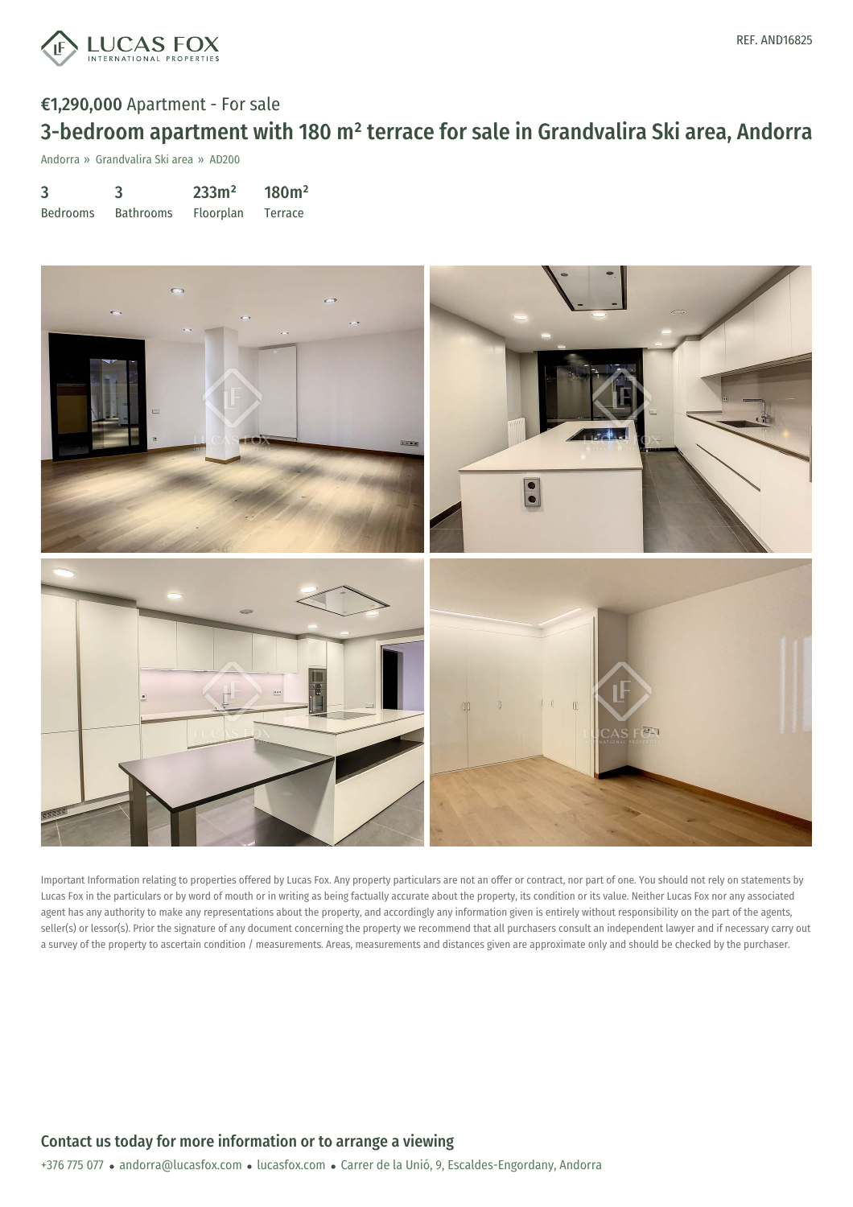REF. AND16825

€1,290,000 Apartment - For sale

# 3-bedroom apartment with 180 m² terrace for sale in Grandvalira Ski area, Andorra

Andorra » Grandvalira Ski area » AD200

| 3 | 3 | 233m² | 180m² |
|---|---|---|---|
| Bedrooms | Bathrooms | Floorplan | Terrace |

Important Information relating to properties offered by Lucas Fox. Any property particulars are not an offer or contract, nor part of one. You should not rely on statements by Lucas Fox in the particulars or by word of mouth or in writing as being factually accurate about the property, its condition or its value. Neither Lucas Fox nor any associated agent has any authority to make any representations about the property, and accordingly any information given is entirely without responsibility on the part of the agents, seller(s) or lessor(s). Prior the signature of any document concerning the property we recommend that all purchasers consult an independent lawyer and if necessary carry out a survey of the property to ascertain condition / measurements. Areas, measurements and distances given are approximate only and should be checked by the purchaser.

## Contact us today for more information or to arrange a viewing

+376 775 077 • andorra@lucasfox.com • lucasfox.com • Carrer de la Unió, 9, Escaldes-Engordany, Andorra